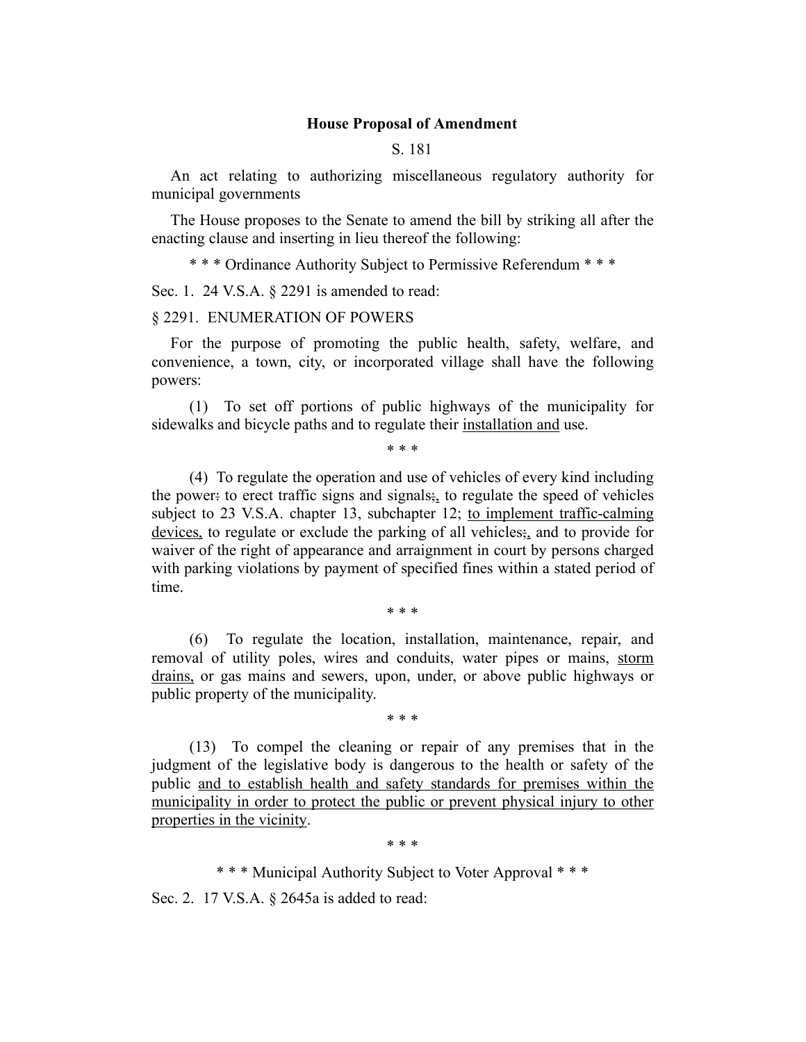## House Proposal of Amendment

S. 181

An act relating to authorizing miscellaneous regulatory authority for municipal governments

The House proposes to the Senate to amend the bill by striking all after the enacting clause and inserting in lieu thereof the following:

\* \* \* Ordinance Authority Subject to Permissive Referendum \* \* \*

Sec. 1. 24 V.S.A. § 2291 is amended to read:

§ 2291. ENUMERATION OF POWERS

For the purpose of promoting the public health, safety, welfare, and convenience, a town, city, or incorporated village shall have the following powers:

(1) To set off portions of public highways of the municipality for sidewalks and bicycle paths and to regulate their installation and use.

\* \* \*

(4) To regulate the operation and use of vehicles of every kind including the power: to erect traffic signs and signals;, to regulate the speed of vehicles subject to 23 V.S.A. chapter 13, subchapter 12; to implement traffic-calming devices, to regulate or exclude the parking of all vehicles;, and to provide for waiver of the right of appearance and arraignment in court by persons charged with parking violations by payment of specified fines within a stated period of time.

\* \* \*

(6) To regulate the location, installation, maintenance, repair, and removal of utility poles, wires and conduits, water pipes or mains, storm drains, or gas mains and sewers, upon, under, or above public highways or public property of the municipality.

\* \* \*

(13) To compel the cleaning or repair of any premises that in the judgment of the legislative body is dangerous to the health or safety of the public and to establish health and safety standards for premises within the municipality in order to protect the public or prevent physical injury to other properties in the vicinity.

\* \* \*

\* \* \* Municipal Authority Subject to Voter Approval \* \* \*

Sec. 2. 17 V.S.A. § 2645a is added to read: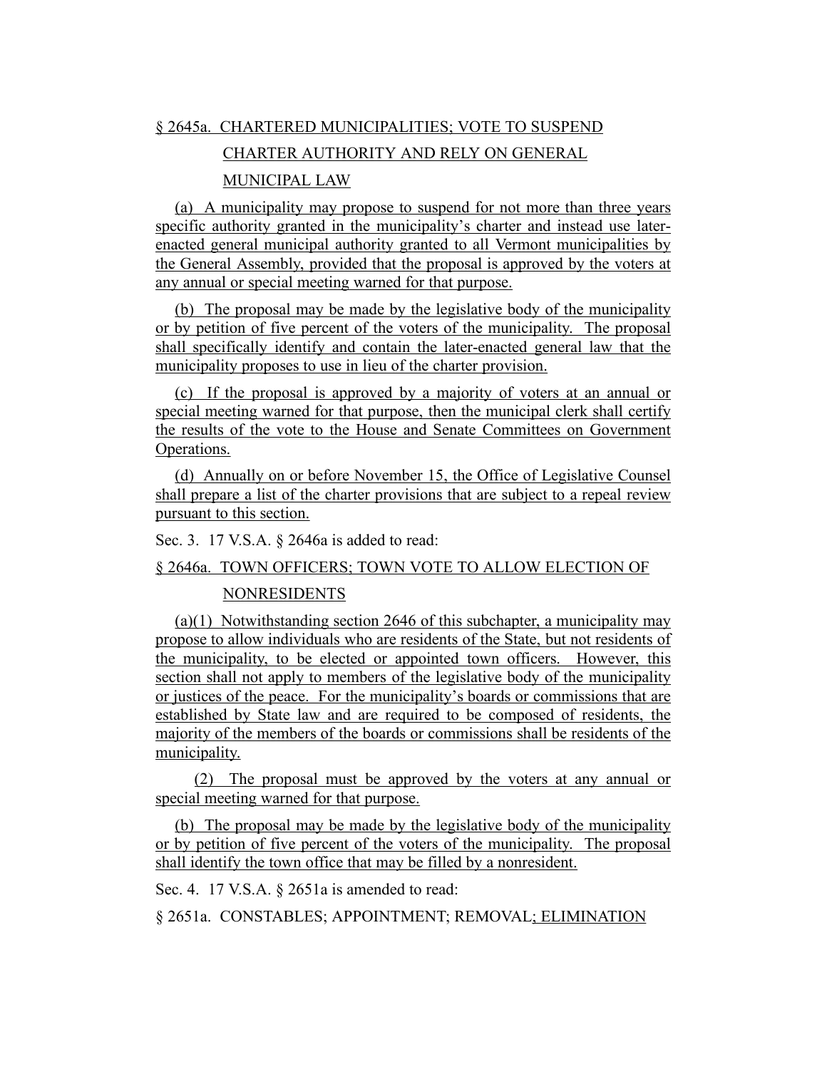§ 2645a. CHARTERED MUNICIPALITIES; VOTE TO SUSPEND CHARTER AUTHORITY AND RELY ON GENERAL MUNICIPAL LAW

(a) A municipality may propose to suspend for not more than three years specific authority granted in the municipality's charter and instead use later-enacted general municipal authority granted to all Vermont municipalities by the General Assembly, provided that the proposal is approved by the voters at any annual or special meeting warned for that purpose.

(b) The proposal may be made by the legislative body of the municipality or by petition of five percent of the voters of the municipality. The proposal shall specifically identify and contain the later-enacted general law that the municipality proposes to use in lieu of the charter provision.

(c) If the proposal is approved by a majority of voters at an annual or special meeting warned for that purpose, then the municipal clerk shall certify the results of the vote to the House and Senate Committees on Government Operations.

(d) Annually on or before November 15, the Office of Legislative Counsel shall prepare a list of the charter provisions that are subject to a repeal review pursuant to this section.

Sec. 3. 17 V.S.A. § 2646a is added to read:

§ 2646a. TOWN OFFICERS; TOWN VOTE TO ALLOW ELECTION OF NONRESIDENTS

(a)(1) Notwithstanding section 2646 of this subchapter, a municipality may propose to allow individuals who are residents of the State, but not residents of the municipality, to be elected or appointed town officers. However, this section shall not apply to members of the legislative body of the municipality or justices of the peace. For the municipality's boards or commissions that are established by State law and are required to be composed of residents, the majority of the members of the boards or commissions shall be residents of the municipality.

(2) The proposal must be approved by the voters at any annual or special meeting warned for that purpose.

(b) The proposal may be made by the legislative body of the municipality or by petition of five percent of the voters of the municipality. The proposal shall identify the town office that may be filled by a nonresident.

Sec. 4. 17 V.S.A. § 2651a is amended to read:

§ 2651a. CONSTABLES; APPOINTMENT; REMOVAL; ELIMINATION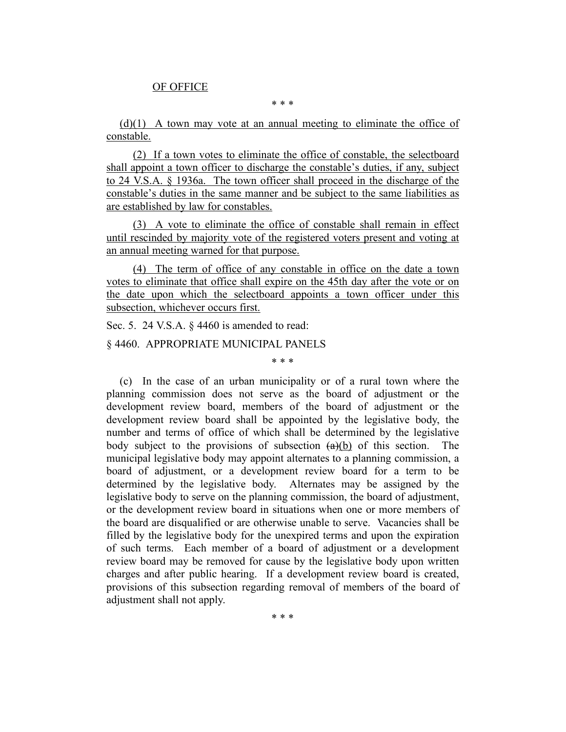OF OFFICE

\* \* \*

(d)(1) A town may vote at an annual meeting to eliminate the office of constable.

(2) If a town votes to eliminate the office of constable, the selectboard shall appoint a town officer to discharge the constable's duties, if any, subject to 24 V.S.A. § 1936a. The town officer shall proceed in the discharge of the constable's duties in the same manner and be subject to the same liabilities as are established by law for constables.

(3) A vote to eliminate the office of constable shall remain in effect until rescinded by majority vote of the registered voters present and voting at an annual meeting warned for that purpose.

(4) The term of office of any constable in office on the date a town votes to eliminate that office shall expire on the 45th day after the vote or on the date upon which the selectboard appoints a town officer under this subsection, whichever occurs first.

Sec. 5. 24 V.S.A. § 4460 is amended to read:

§ 4460. APPROPRIATE MUNICIPAL PANELS

\* \* \*

(c) In the case of an urban municipality or of a rural town where the planning commission does not serve as the board of adjustment or the development review board, members of the board of adjustment or the development review board shall be appointed by the legislative body, the number and terms of office of which shall be determined by the legislative body subject to the provisions of subsection ~~(a)~~(b) of this section. The municipal legislative body may appoint alternates to a planning commission, a board of adjustment, or a development review board for a term to be determined by the legislative body. Alternates may be assigned by the legislative body to serve on the planning commission, the board of adjustment, or the development review board in situations when one or more members of the board are disqualified or are otherwise unable to serve. Vacancies shall be filled by the legislative body for the unexpired terms and upon the expiration of such terms. Each member of a board of adjustment or a development review board may be removed for cause by the legislative body upon written charges and after public hearing. If a development review board is created, provisions of this subsection regarding removal of members of the board of adjustment shall not apply.

\* \* \*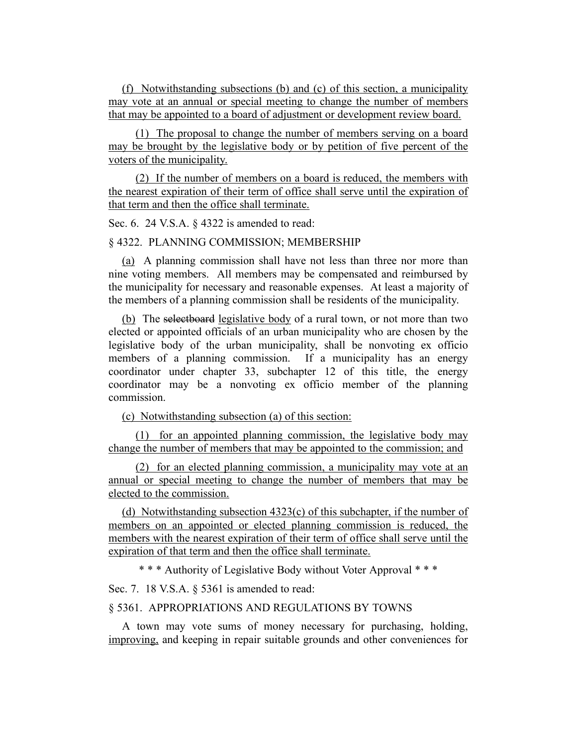(f) Notwithstanding subsections (b) and (c) of this section, a municipality may vote at an annual or special meeting to change the number of members that may be appointed to a board of adjustment or development review board.

(1) The proposal to change the number of members serving on a board may be brought by the legislative body or by petition of five percent of the voters of the municipality.

(2) If the number of members on a board is reduced, the members with the nearest expiration of their term of office shall serve until the expiration of that term and then the office shall terminate.

Sec. 6. 24 V.S.A. § 4322 is amended to read:

§ 4322. PLANNING COMMISSION; MEMBERSHIP

(a) A planning commission shall have not less than three nor more than nine voting members. All members may be compensated and reimbursed by the municipality for necessary and reasonable expenses. At least a majority of the members of a planning commission shall be residents of the municipality.

(b) The ~~selectboard~~ legislative body of a rural town, or not more than two elected or appointed officials of an urban municipality who are chosen by the legislative body of the urban municipality, shall be nonvoting ex officio members of a planning commission. If a municipality has an energy coordinator under chapter 33, subchapter 12 of this title, the energy coordinator may be a nonvoting ex officio member of the planning commission.

(c) Notwithstanding subsection (a) of this section:

(1) for an appointed planning commission, the legislative body may change the number of members that may be appointed to the commission; and

(2) for an elected planning commission, a municipality may vote at an annual or special meeting to change the number of members that may be elected to the commission.

(d) Notwithstanding subsection 4323(c) of this subchapter, if the number of members on an appointed or elected planning commission is reduced, the members with the nearest expiration of their term of office shall serve until the expiration of that term and then the office shall terminate.

\* \* \* Authority of Legislative Body without Voter Approval \* \* \*

Sec. 7. 18 V.S.A. § 5361 is amended to read:

§ 5361. APPROPRIATIONS AND REGULATIONS BY TOWNS

A town may vote sums of money necessary for purchasing, holding, improving, and keeping in repair suitable grounds and other conveniences for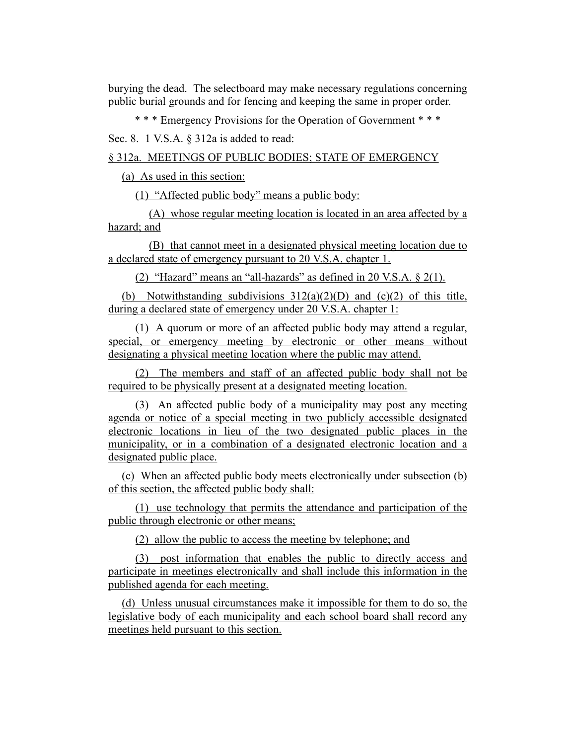burying the dead. The selectboard may make necessary regulations concerning public burial grounds and for fencing and keeping the same in proper order.

\* \* \* Emergency Provisions for the Operation of Government \* \* \*

Sec. 8. 1 V.S.A. § 312a is added to read:

§ 312a. MEETINGS OF PUBLIC BODIES; STATE OF EMERGENCY

(a) As used in this section:

(1) "Affected public body" means a public body:

(A) whose regular meeting location is located in an area affected by a hazard; and

(B) that cannot meet in a designated physical meeting location due to a declared state of emergency pursuant to 20 V.S.A. chapter 1.

(2) "Hazard" means an "all-hazards" as defined in 20 V.S.A. § 2(1).

(b) Notwithstanding subdivisions 312(a)(2)(D) and (c)(2) of this title, during a declared state of emergency under 20 V.S.A. chapter 1:

(1) A quorum or more of an affected public body may attend a regular, special, or emergency meeting by electronic or other means without designating a physical meeting location where the public may attend.

(2) The members and staff of an affected public body shall not be required to be physically present at a designated meeting location.

(3) An affected public body of a municipality may post any meeting agenda or notice of a special meeting in two publicly accessible designated electronic locations in lieu of the two designated public places in the municipality, or in a combination of a designated electronic location and a designated public place.

(c) When an affected public body meets electronically under subsection (b) of this section, the affected public body shall:

(1) use technology that permits the attendance and participation of the public through electronic or other means;

(2) allow the public to access the meeting by telephone; and

(3) post information that enables the public to directly access and participate in meetings electronically and shall include this information in the published agenda for each meeting.

(d) Unless unusual circumstances make it impossible for them to do so, the legislative body of each municipality and each school board shall record any meetings held pursuant to this section.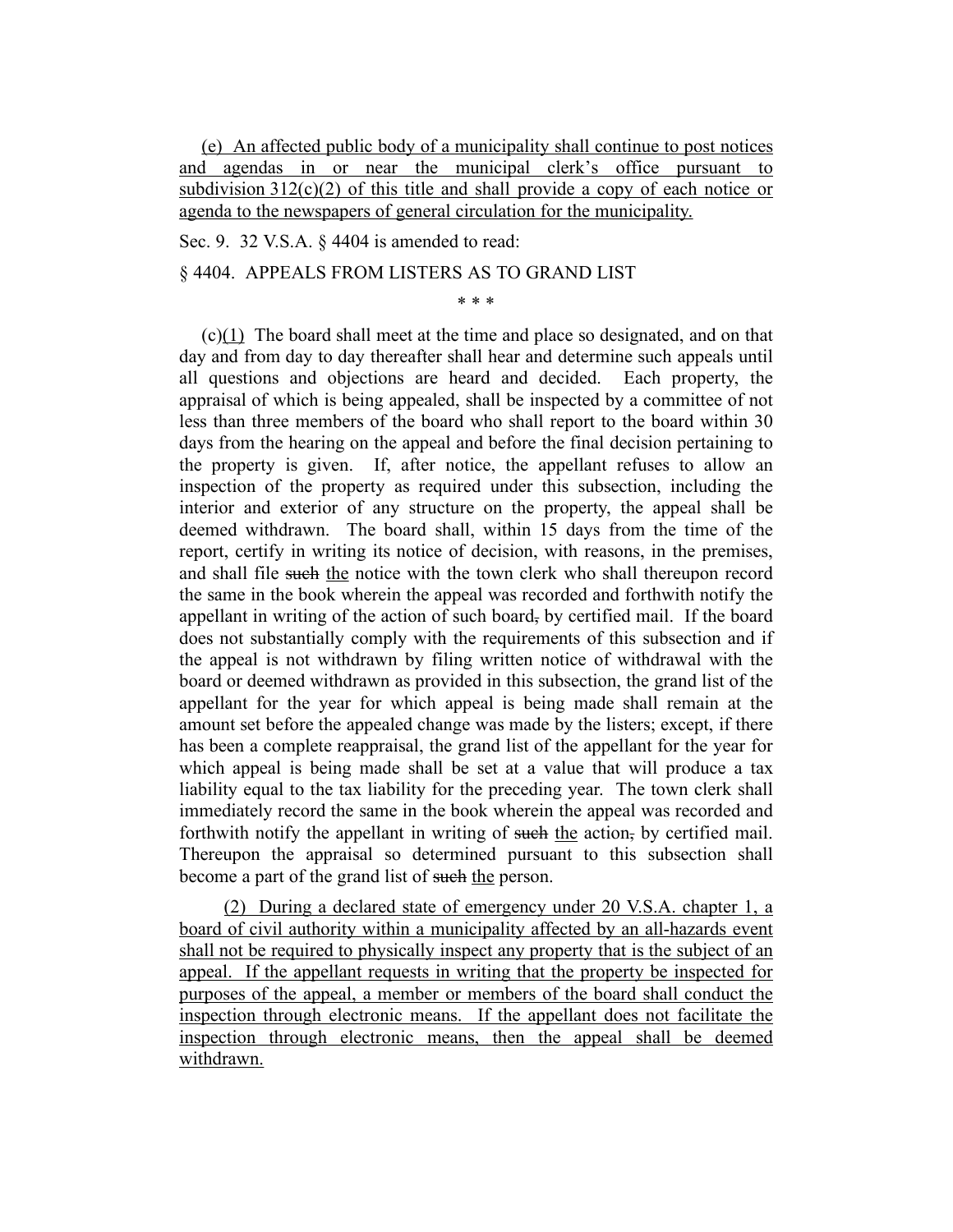(e) An affected public body of a municipality shall continue to post notices and agendas in or near the municipal clerk's office pursuant to subdivision 312(c)(2) of this title and shall provide a copy of each notice or agenda to the newspapers of general circulation for the municipality.

Sec. 9. 32 V.S.A. § 4404 is amended to read:

§ 4404. APPEALS FROM LISTERS AS TO GRAND LIST

\* \* \*

(c)(1) The board shall meet at the time and place so designated, and on that day and from day to day thereafter shall hear and determine such appeals until all questions and objections are heard and decided. Each property, the appraisal of which is being appealed, shall be inspected by a committee of not less than three members of the board who shall report to the board within 30 days from the hearing on the appeal and before the final decision pertaining to the property is given. If, after notice, the appellant refuses to allow an inspection of the property as required under this subsection, including the interior and exterior of any structure on the property, the appeal shall be deemed withdrawn. The board shall, within 15 days from the time of the report, certify in writing its notice of decision, with reasons, in the premises, and shall file ~~such~~ the notice with the town clerk who shall thereupon record the same in the book wherein the appeal was recorded and forthwith notify the appellant in writing of the action of such board~~,~~ by certified mail. If the board does not substantially comply with the requirements of this subsection and if the appeal is not withdrawn by filing written notice of withdrawal with the board or deemed withdrawn as provided in this subsection, the grand list of the appellant for the year for which appeal is being made shall remain at the amount set before the appealed change was made by the listers; except, if there has been a complete reappraisal, the grand list of the appellant for the year for which appeal is being made shall be set at a value that will produce a tax liability equal to the tax liability for the preceding year. The town clerk shall immediately record the same in the book wherein the appeal was recorded and forthwith notify the appellant in writing of ~~such~~ the action~~,~~ by certified mail. Thereupon the appraisal so determined pursuant to this subsection shall become a part of the grand list of ~~such~~ the person.

(2) During a declared state of emergency under 20 V.S.A. chapter 1, a board of civil authority within a municipality affected by an all-hazards event shall not be required to physically inspect any property that is the subject of an appeal. If the appellant requests in writing that the property be inspected for purposes of the appeal, a member or members of the board shall conduct the inspection through electronic means. If the appellant does not facilitate the inspection through electronic means, then the appeal shall be deemed withdrawn.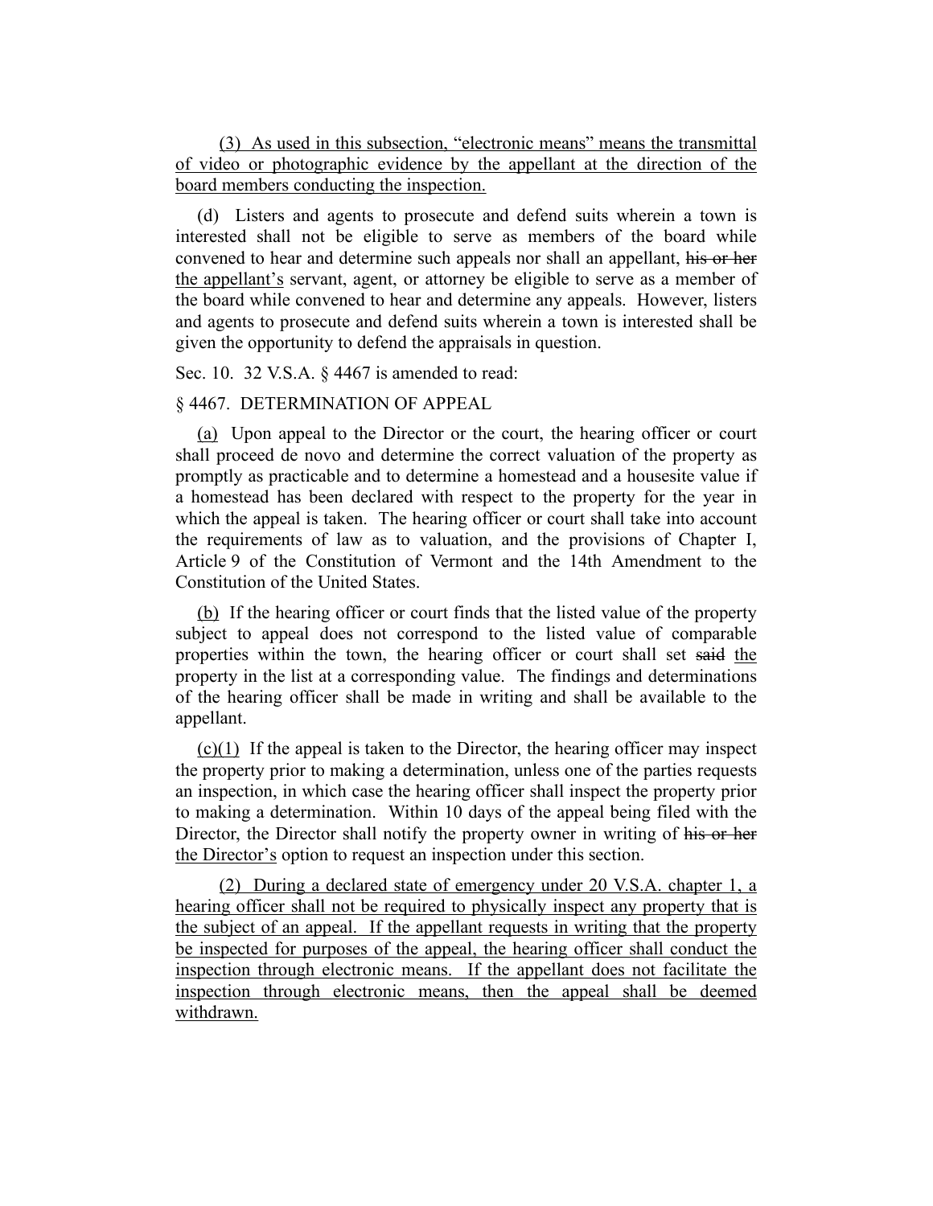<u>(3) As used in this subsection, "electronic means" means the transmittal of video or photographic evidence by the appellant at the direction of the board members conducting the inspection.</u>

(d) Listers and agents to prosecute and defend suits wherein a town is interested shall not be eligible to serve as members of the board while convened to hear and determine such appeals nor shall an appellant, ~~his or her~~ <u>the appellant's</u> servant, agent, or attorney be eligible to serve as a member of the board while convened to hear and determine any appeals. However, listers and agents to prosecute and defend suits wherein a town is interested shall be given the opportunity to defend the appraisals in question.

Sec. 10. 32 V.S.A. § 4467 is amended to read:

§ 4467. DETERMINATION OF APPEAL

<u>(a)</u> Upon appeal to the Director or the court, the hearing officer or court shall proceed de novo and determine the correct valuation of the property as promptly as practicable and to determine a homestead and a housesite value if a homestead has been declared with respect to the property for the year in which the appeal is taken. The hearing officer or court shall take into account the requirements of law as to valuation, and the provisions of Chapter I, Article 9 of the Constitution of Vermont and the 14th Amendment to the Constitution of the United States.

<u>(b)</u> If the hearing officer or court finds that the listed value of the property subject to appeal does not correspond to the listed value of comparable properties within the town, the hearing officer or court shall set ~~said~~ <u>the</u> property in the list at a corresponding value. The findings and determinations of the hearing officer shall be made in writing and shall be available to the appellant.

<u>(c)(1)</u> If the appeal is taken to the Director, the hearing officer may inspect the property prior to making a determination, unless one of the parties requests an inspection, in which case the hearing officer shall inspect the property prior to making a determination. Within 10 days of the appeal being filed with the Director, the Director shall notify the property owner in writing of ~~his or her~~ <u>the Director's</u> option to request an inspection under this section.

<u>(2) During a declared state of emergency under 20 V.S.A. chapter 1, a hearing officer shall not be required to physically inspect any property that is the subject of an appeal. If the appellant requests in writing that the property be inspected for purposes of the appeal, the hearing officer shall conduct the inspection through electronic means. If the appellant does not facilitate the inspection through electronic means, then the appeal shall be deemed withdrawn.</u>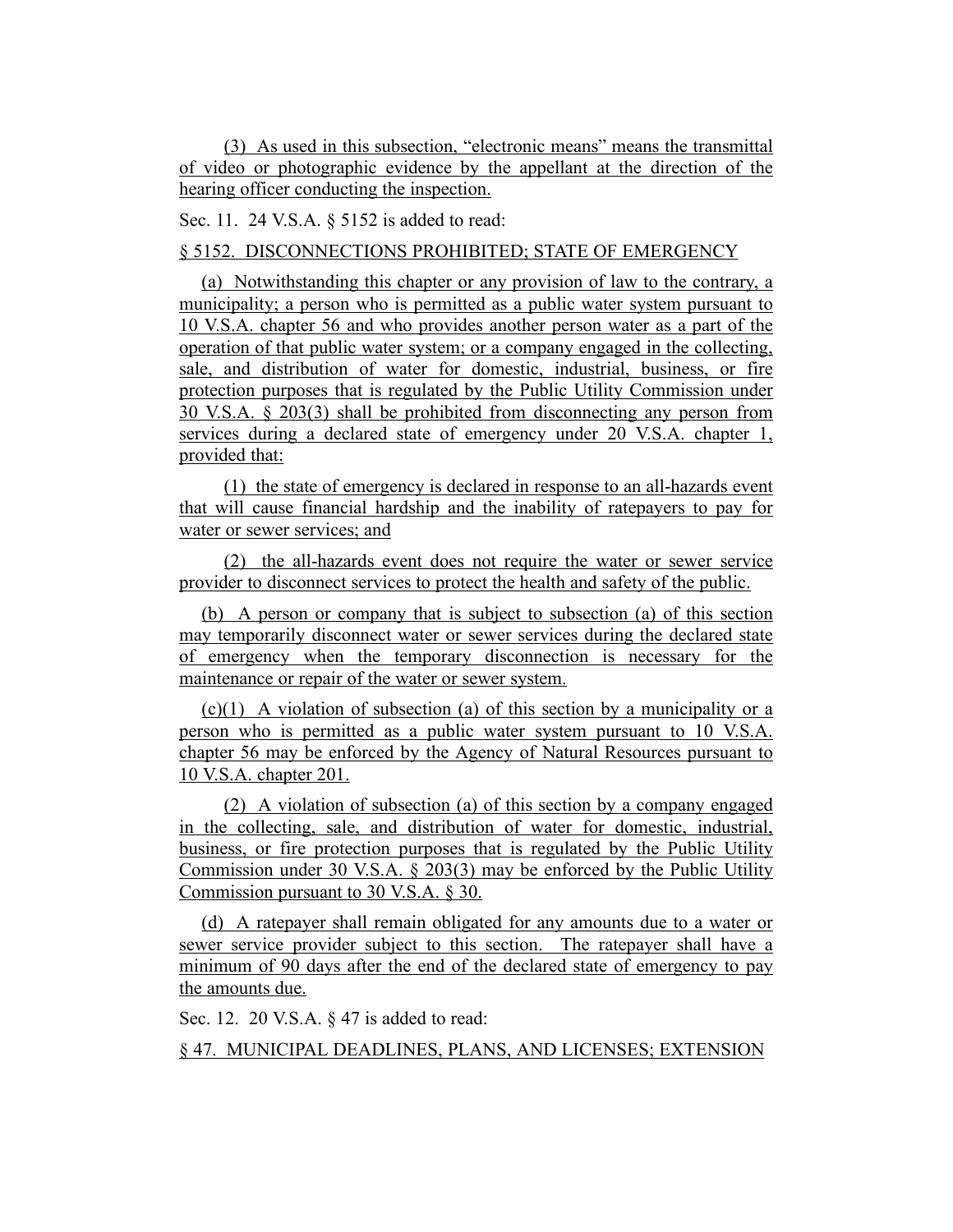(3) As used in this subsection, "electronic means" means the transmittal of video or photographic evidence by the appellant at the direction of the hearing officer conducting the inspection.

Sec. 11. 24 V.S.A. § 5152 is added to read:

§ 5152. DISCONNECTIONS PROHIBITED; STATE OF EMERGENCY

(a) Notwithstanding this chapter or any provision of law to the contrary, a municipality; a person who is permitted as a public water system pursuant to 10 V.S.A. chapter 56 and who provides another person water as a part of the operation of that public water system; or a company engaged in the collecting, sale, and distribution of water for domestic, industrial, business, or fire protection purposes that is regulated by the Public Utility Commission under 30 V.S.A. § 203(3) shall be prohibited from disconnecting any person from services during a declared state of emergency under 20 V.S.A. chapter 1, provided that:

(1) the state of emergency is declared in response to an all-hazards event that will cause financial hardship and the inability of ratepayers to pay for water or sewer services; and

(2) the all-hazards event does not require the water or sewer service provider to disconnect services to protect the health and safety of the public.

(b) A person or company that is subject to subsection (a) of this section may temporarily disconnect water or sewer services during the declared state of emergency when the temporary disconnection is necessary for the maintenance or repair of the water or sewer system.

(c)(1) A violation of subsection (a) of this section by a municipality or a person who is permitted as a public water system pursuant to 10 V.S.A. chapter 56 may be enforced by the Agency of Natural Resources pursuant to 10 V.S.A. chapter 201.

(2) A violation of subsection (a) of this section by a company engaged in the collecting, sale, and distribution of water for domestic, industrial, business, or fire protection purposes that is regulated by the Public Utility Commission under 30 V.S.A. § 203(3) may be enforced by the Public Utility Commission pursuant to 30 V.S.A. § 30.

(d) A ratepayer shall remain obligated for any amounts due to a water or sewer service provider subject to this section. The ratepayer shall have a minimum of 90 days after the end of the declared state of emergency to pay the amounts due.

Sec. 12. 20 V.S.A. § 47 is added to read:

§ 47. MUNICIPAL DEADLINES, PLANS, AND LICENSES; EXTENSION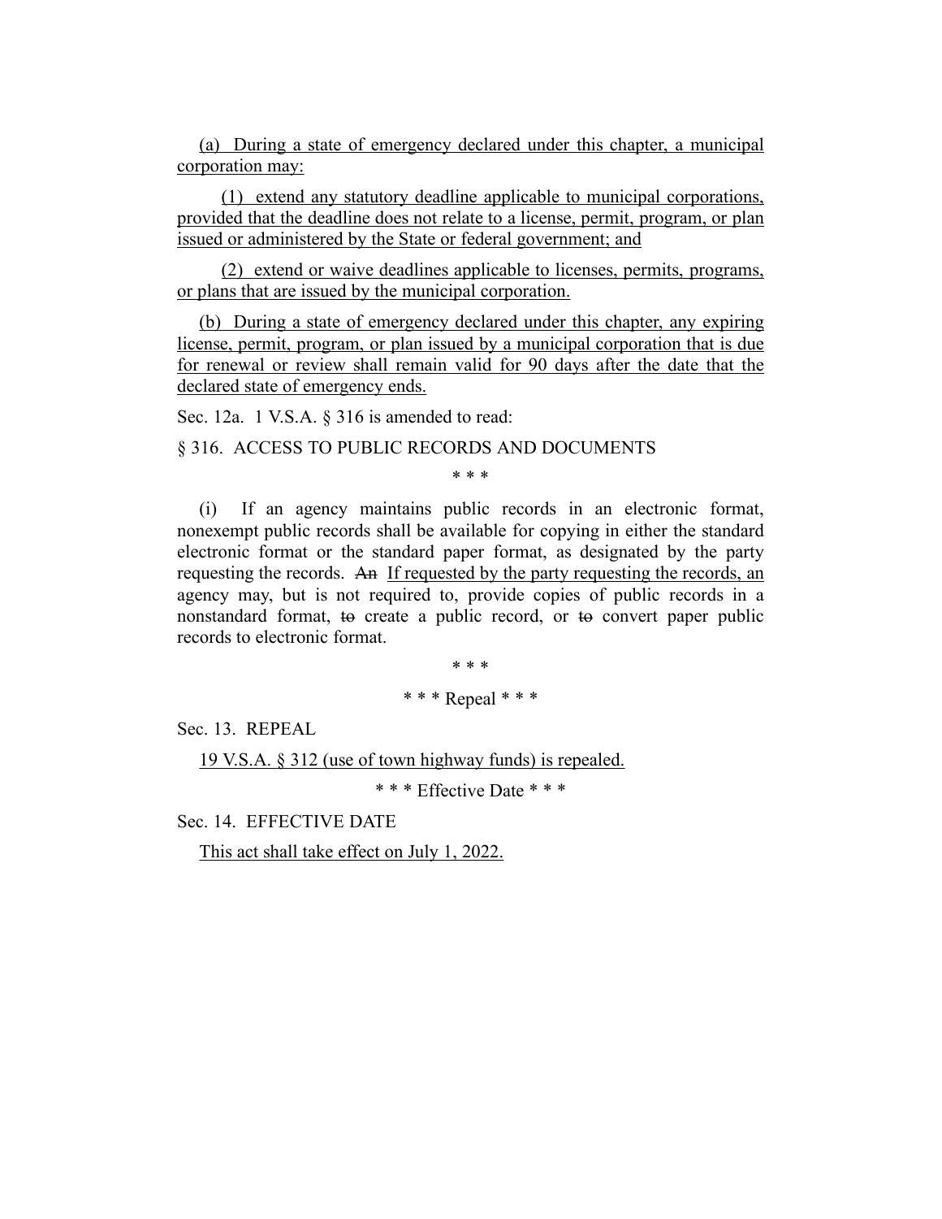(a) During a state of emergency declared under this chapter, a municipal corporation may:

(1) extend any statutory deadline applicable to municipal corporations, provided that the deadline does not relate to a license, permit, program, or plan issued or administered by the State or federal government; and

(2) extend or waive deadlines applicable to licenses, permits, programs, or plans that are issued by the municipal corporation.

(b) During a state of emergency declared under this chapter, any expiring license, permit, program, or plan issued by a municipal corporation that is due for renewal or review shall remain valid for 90 days after the date that the declared state of emergency ends.

Sec. 12a. 1 V.S.A. § 316 is amended to read:

§ 316. ACCESS TO PUBLIC RECORDS AND DOCUMENTS

\* \* \*

(i) If an agency maintains public records in an electronic format, nonexempt public records shall be available for copying in either the standard electronic format or the standard paper format, as designated by the party requesting the records. ~~An~~ If requested by the party requesting the records, an agency may, but is not required to, provide copies of public records in a nonstandard format, ~~to~~ create a public record, or ~~to~~ convert paper public records to electronic format.

\* \* \*

\* \* \* Repeal \* \* \*

Sec. 13. REPEAL

19 V.S.A. § 312 (use of town highway funds) is repealed.

\* \* \* Effective Date \* \* \*

Sec. 14. EFFECTIVE DATE

This act shall take effect on July 1, 2022.